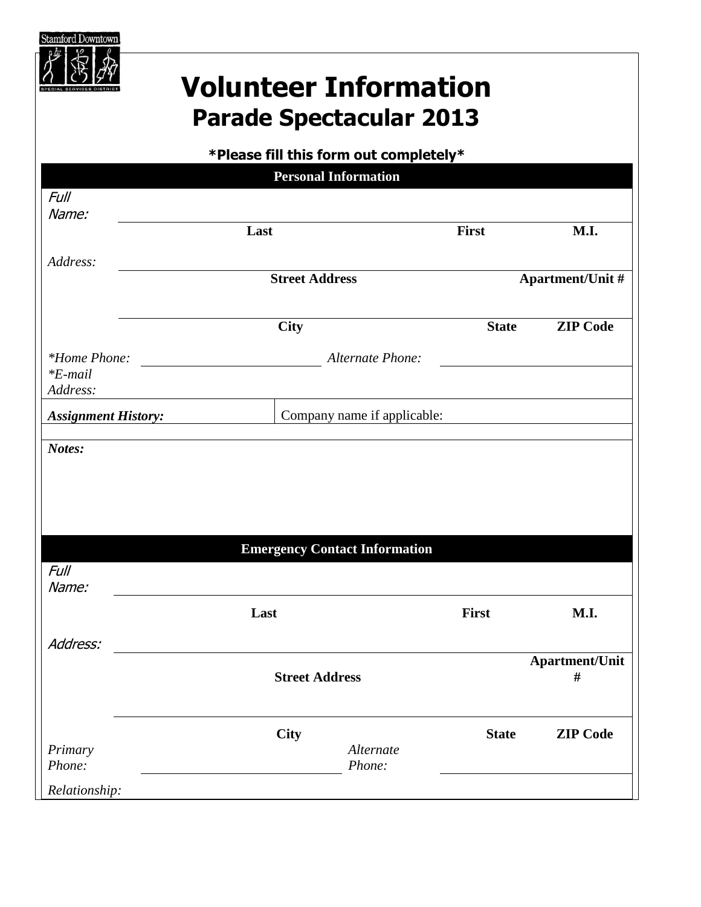Stamford Downtown

SPECIAL SERVICES DISTRICT

# Volunteer Information

## Parade Spectacular 2013

**\*Please fill this form out completely\***

| **Personal Information** | | | |
|---|---|---|---|
| *Full Name:* | | | |
| | **Last** | **First** | **M.I.** |
| *Address:* | | | |
| | **Street Address** | | **Apartment/Unit #** |
| | | | |
| | **City** | **State** | **ZIP Code** |
| *\*Home Phone:* | | *Alternate Phone:* | |
| *\*E-mail Address:* | | | |
| ***Assignment History:*** | Company name if applicable: | | |
| | | | |
| ***Notes:*** | | | |

| **Emergency Contact Information** | | | |
|---|---|---|---|
| *Full Name:* | | | |
| | **Last** | **First** | **M.I.** |
| *Address:* | | | |
| | **Street Address** | | **Apartment/Unit #** |
| | | | |
| | **City** | **State** | **ZIP Code** |
| *Primary Phone:* | | *Alternate Phone:* | |
| *Relationship:* | | | |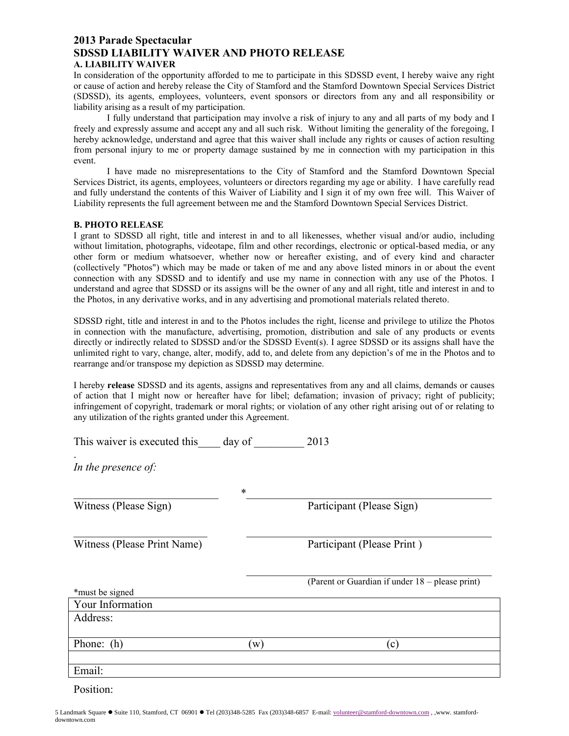# 2013 Parade Spectacular

# SDSSD LIABILITY WAIVER AND PHOTO RELEASE

### A. LIABILITY WAIVER

In consideration of the opportunity afforded to me to participate in this SDSSD event, I hereby waive any right or cause of action and hereby release the City of Stamford and the Stamford Downtown Special Services District (SDSSD), its agents, employees, volunteers, event sponsors or directors from any and all responsibility or liability arising as a result of my participation.

I fully understand that participation may involve a risk of injury to any and all parts of my body and I freely and expressly assume and accept any and all such risk. Without limiting the generality of the foregoing, I hereby acknowledge, understand and agree that this waiver shall include any rights or causes of action resulting from personal injury to me or property damage sustained by me in connection with my participation in this event.

I have made no misrepresentations to the City of Stamford and the Stamford Downtown Special Services District, its agents, employees, volunteers or directors regarding my age or ability. I have carefully read and fully understand the contents of this Waiver of Liability and I sign it of my own free will. This Waiver of Liability represents the full agreement between me and the Stamford Downtown Special Services District.

### B. PHOTO RELEASE

I grant to SDSSD all right, title and interest in and to all likenesses, whether visual and/or audio, including without limitation, photographs, videotape, film and other recordings, electronic or optical-based media, or any other form or medium whatsoever, whether now or hereafter existing, and of every kind and character (collectively "Photos") which may be made or taken of me and any above listed minors in or about the event connection with any SDSSD and to identify and use my name in connection with any use of the Photos. I understand and agree that SDSSD or its assigns will be the owner of any and all right, title and interest in and to the Photos, in any derivative works, and in any advertising and promotional materials related thereto.

SDSSD right, title and interest in and to the Photos includes the right, license and privilege to utilize the Photos in connection with the manufacture, advertising, promotion, distribution and sale of any products or events directly or indirectly related to SDSSD and/or the SDSSD Event(s). I agree SDSSD or its assigns shall have the unlimited right to vary, change, alter, modify, add to, and delete from any depiction's of me in the Photos and to rearrange and/or transpose my depiction as SDSSD may determine.

I hereby **release** SDSSD and its agents, assigns and representatives from any and all claims, demands or causes of action that I might now or hereafter have for libel; defamation; invasion of privacy; right of publicity; infringement of copyright, trademark or moral rights; or violation of any other right arising out of or relating to any utilization of the rights granted under this Agreement.

This waiver is executed this____ day of _________ 2013

.
*In the presence of:*

_________________________ *_________________________________________
Witness (Please Sign) Participant (Please Sign)

_________________________ _________________________________________
Witness (Please Print Name) Participant (Please Print )

_________________________________________
(Parent or Guardian if under 18 – please print)

*must be signed

| Your Information | | |
|---|---|---|
| Address: | | |
| Phone: (h) | (w) | (c) |
| | | |
| Email: | | |

Position:

5 Landmark Square ● Suite 110, Stamford, CT 06901 ● Tel (203)348-5285 Fax (203)348-6857 E-mail: volunteer@stamford-downtown.com , ,www. stamford-downtown.com